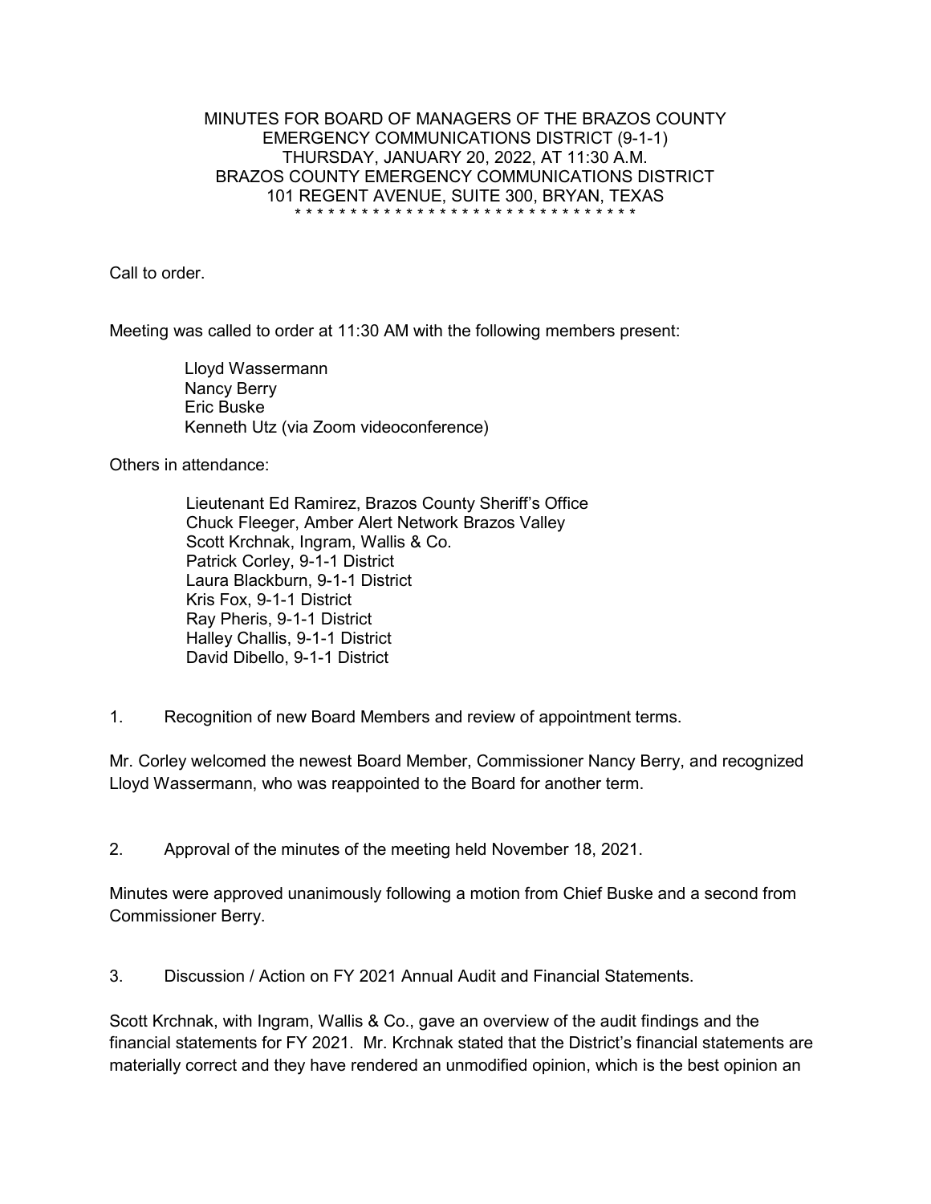MINUTES FOR BOARD OF MANAGERS OF THE BRAZOS COUNTY EMERGENCY COMMUNICATIONS DISTRICT (9-1-1)
THURSDAY, JANUARY 20, 2022, AT 11:30 A.M.
BRAZOS COUNTY EMERGENCY COMMUNICATIONS DISTRICT
101 REGENT AVENUE, SUITE 300, BRYAN, TEXAS
* * * * * * * * * * * * * * * * * * * * * * * * * * * * * * * * *

Call to order.

Meeting was called to order at 11:30 AM with the following members present:

Lloyd Wassermann
Nancy Berry
Eric Buske
Kenneth Utz (via Zoom videoconference)

Others in attendance:

Lieutenant Ed Ramirez, Brazos County Sheriff's Office
Chuck Fleeger, Amber Alert Network Brazos Valley
Scott Krchnak, Ingram, Wallis & Co.
Patrick Corley, 9-1-1 District
Laura Blackburn, 9-1-1 District
Kris Fox, 9-1-1 District
Ray Pheris, 9-1-1 District
Halley Challis, 9-1-1 District
David Dibello, 9-1-1 District

1. Recognition of new Board Members and review of appointment terms.

Mr. Corley welcomed the newest Board Member, Commissioner Nancy Berry, and recognized Lloyd Wassermann, who was reappointed to the Board for another term.

2. Approval of the minutes of the meeting held November 18, 2021.

Minutes were approved unanimously following a motion from Chief Buske and a second from Commissioner Berry.

3. Discussion / Action on FY 2021 Annual Audit and Financial Statements.

Scott Krchnak, with Ingram, Wallis & Co., gave an overview of the audit findings and the financial statements for FY 2021. Mr. Krchnak stated that the District's financial statements are materially correct and they have rendered an unmodified opinion, which is the best opinion an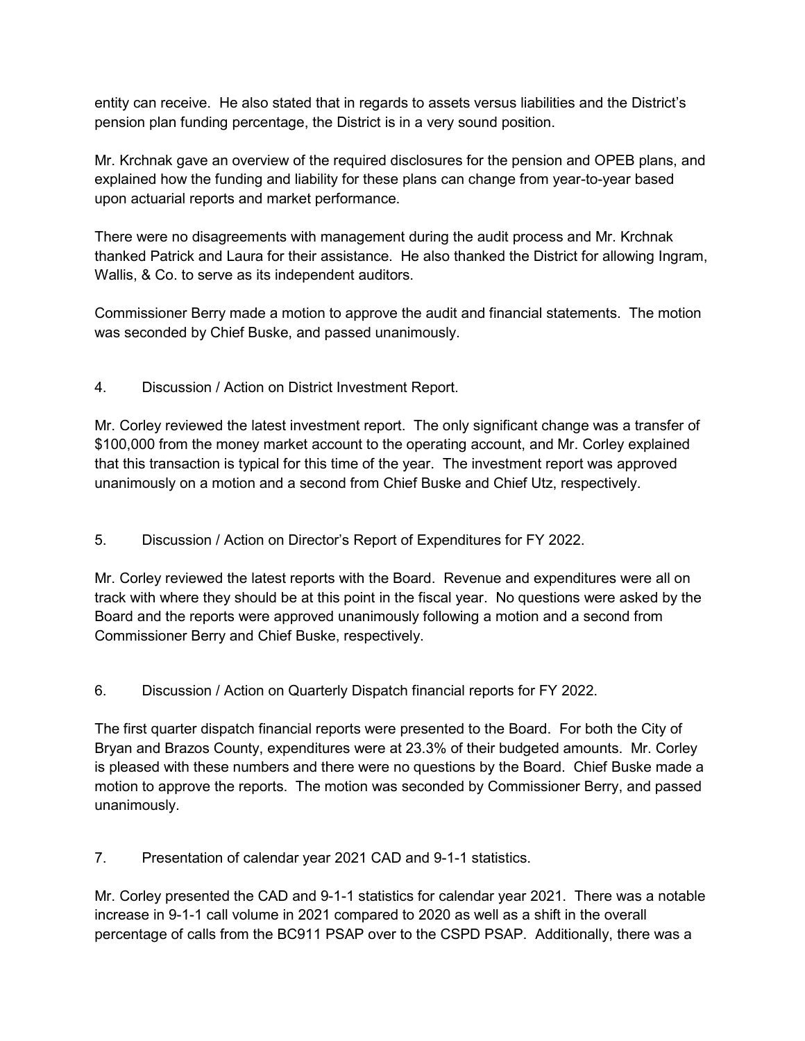entity can receive. He also stated that in regards to assets versus liabilities and the District's pension plan funding percentage, the District is in a very sound position.

Mr. Krchnak gave an overview of the required disclosures for the pension and OPEB plans, and explained how the funding and liability for these plans can change from year-to-year based upon actuarial reports and market performance.

There were no disagreements with management during the audit process and Mr. Krchnak thanked Patrick and Laura for their assistance. He also thanked the District for allowing Ingram, Wallis, & Co. to serve as its independent auditors.

Commissioner Berry made a motion to approve the audit and financial statements. The motion was seconded by Chief Buske, and passed unanimously.

4. Discussion / Action on District Investment Report.

Mr. Corley reviewed the latest investment report. The only significant change was a transfer of $100,000 from the money market account to the operating account, and Mr. Corley explained that this transaction is typical for this time of the year. The investment report was approved unanimously on a motion and a second from Chief Buske and Chief Utz, respectively.

5. Discussion / Action on Director's Report of Expenditures for FY 2022.

Mr. Corley reviewed the latest reports with the Board. Revenue and expenditures were all on track with where they should be at this point in the fiscal year. No questions were asked by the Board and the reports were approved unanimously following a motion and a second from Commissioner Berry and Chief Buske, respectively.

6. Discussion / Action on Quarterly Dispatch financial reports for FY 2022.

The first quarter dispatch financial reports were presented to the Board. For both the City of Bryan and Brazos County, expenditures were at 23.3% of their budgeted amounts. Mr. Corley is pleased with these numbers and there were no questions by the Board. Chief Buske made a motion to approve the reports. The motion was seconded by Commissioner Berry, and passed unanimously.

7. Presentation of calendar year 2021 CAD and 9-1-1 statistics.

Mr. Corley presented the CAD and 9-1-1 statistics for calendar year 2021. There was a notable increase in 9-1-1 call volume in 2021 compared to 2020 as well as a shift in the overall percentage of calls from the BC911 PSAP over to the CSPD PSAP. Additionally, there was a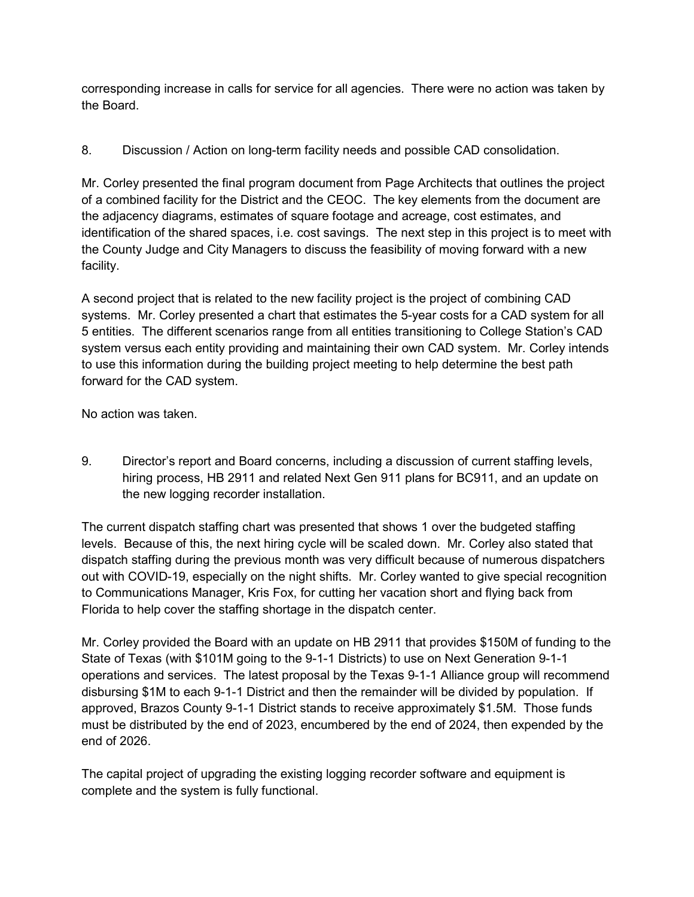corresponding increase in calls for service for all agencies. There were no action was taken by the Board.

8. Discussion / Action on long-term facility needs and possible CAD consolidation.

Mr. Corley presented the final program document from Page Architects that outlines the project of a combined facility for the District and the CEOC. The key elements from the document are the adjacency diagrams, estimates of square footage and acreage, cost estimates, and identification of the shared spaces, i.e. cost savings. The next step in this project is to meet with the County Judge and City Managers to discuss the feasibility of moving forward with a new facility.

A second project that is related to the new facility project is the project of combining CAD systems. Mr. Corley presented a chart that estimates the 5-year costs for a CAD system for all 5 entities. The different scenarios range from all entities transitioning to College Station's CAD system versus each entity providing and maintaining their own CAD system. Mr. Corley intends to use this information during the building project meeting to help determine the best path forward for the CAD system.

No action was taken.

9. Director's report and Board concerns, including a discussion of current staffing levels, hiring process, HB 2911 and related Next Gen 911 plans for BC911, and an update on the new logging recorder installation.

The current dispatch staffing chart was presented that shows 1 over the budgeted staffing levels. Because of this, the next hiring cycle will be scaled down. Mr. Corley also stated that dispatch staffing during the previous month was very difficult because of numerous dispatchers out with COVID-19, especially on the night shifts. Mr. Corley wanted to give special recognition to Communications Manager, Kris Fox, for cutting her vacation short and flying back from Florida to help cover the staffing shortage in the dispatch center.

Mr. Corley provided the Board with an update on HB 2911 that provides $150M of funding to the State of Texas (with $101M going to the 9-1-1 Districts) to use on Next Generation 9-1-1 operations and services. The latest proposal by the Texas 9-1-1 Alliance group will recommend disbursing $1M to each 9-1-1 District and then the remainder will be divided by population. If approved, Brazos County 9-1-1 District stands to receive approximately $1.5M. Those funds must be distributed by the end of 2023, encumbered by the end of 2024, then expended by the end of 2026.

The capital project of upgrading the existing logging recorder software and equipment is complete and the system is fully functional.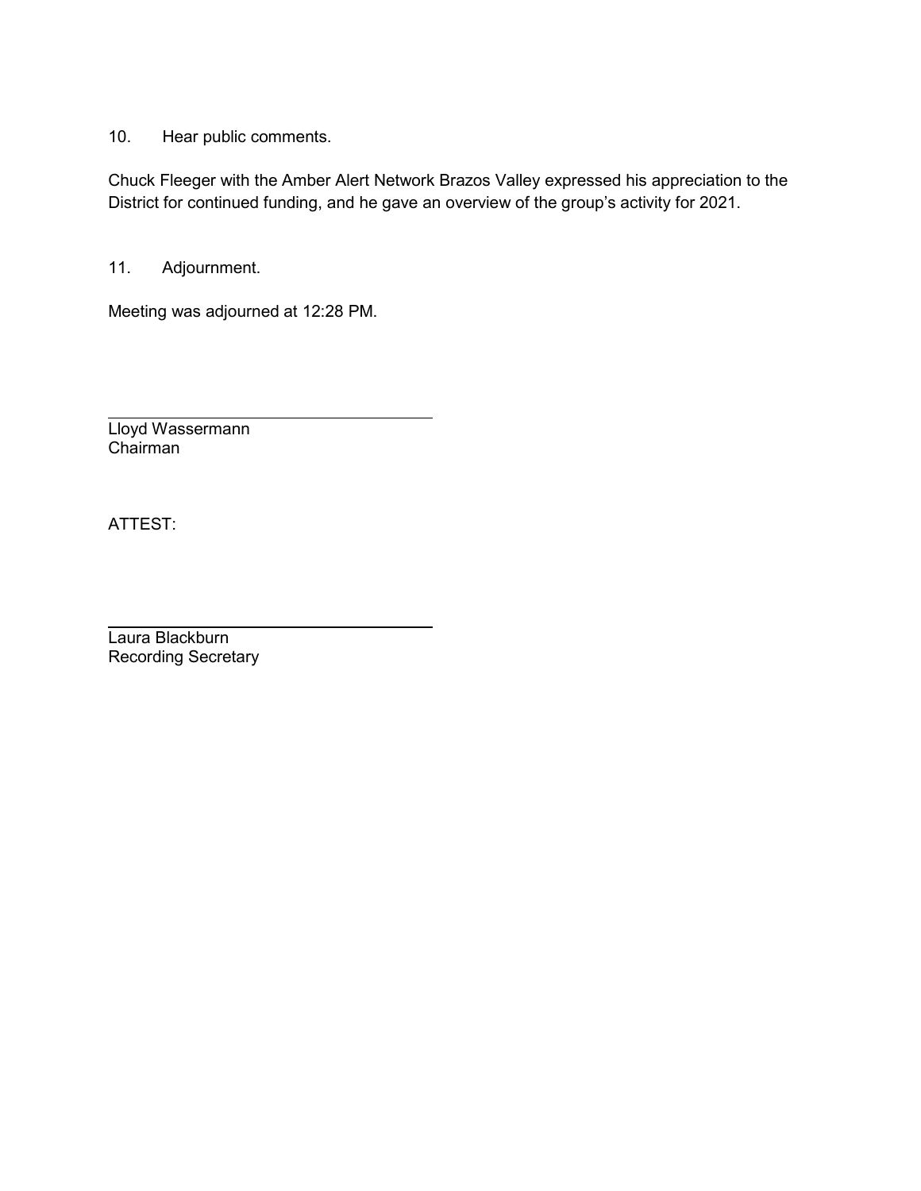10. Hear public comments.

Chuck Fleeger with the Amber Alert Network Brazos Valley expressed his appreciation to the District for continued funding, and he gave an overview of the group's activity for 2021.

11. Adjournment.

Meeting was adjourned at 12:28 PM.

\_\_\_\_\_\_\_\_\_\_\_\_\_\_\_\_\_\_\_\_\_\_\_\_\_\_\_\_\_\_\_\_\_\_\_\_

Lloyd Wassermann
Chairman

ATTEST:

\_\_\_\_\_\_\_\_\_\_\_\_\_\_\_\_\_\_\_\_\_\_\_\_\_\_\_\_\_\_\_\_\_\_\_\_

Laura Blackburn
Recording Secretary